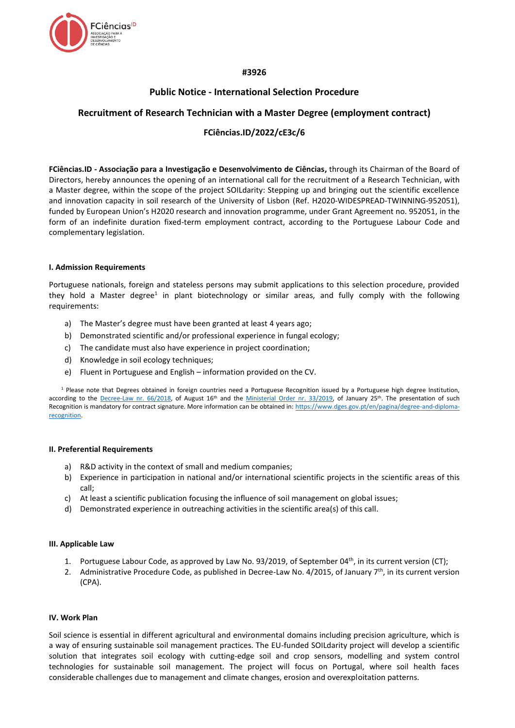#3926

# Public Notice - International Selection Procedure

## Recruitment of Research Technician with a Master Degree (employment contract)

### FCiências.ID/2022/cE3c/6

**FCiências.ID - Associação para a Investigação e Desenvolvimento de Ciências,** through its Chairman of the Board of Directors, hereby announces the opening of an international call for the recruitment of a Research Technician, with a Master degree, within the scope of the project SOILdarity: Stepping up and bringing out the scientific excellence and innovation capacity in soil research of the University of Lisbon (Ref. H2020-WIDESPREAD-TWINNING-952051), funded by European Union's H2020 research and innovation programme, under Grant Agreement no. 952051, in the form of an indefinite duration fixed-term employment contract, according to the Portuguese Labour Code and complementary legislation.

#### I. Admission Requirements

Portuguese nationals, foreign and stateless persons may submit applications to this selection procedure, provided they hold a Master degree[1] in plant biotechnology or similar areas, and fully comply with the following requirements:

a) The Master's degree must have been granted at least 4 years ago;
b) Demonstrated scientific and/or professional experience in fungal ecology;
c) The candidate must also have experience in project coordination;
d) Knowledge in soil ecology techniques;
e) Fluent in Portuguese and English – information provided on the CV.

[1] Please note that Degrees obtained in foreign countries need a Portuguese Recognition issued by a Portuguese high degree Institution, according to the Decree-Law nr. 66/2018, of August 16th and the Ministerial Order nr. 33/2019, of January 25th. The presentation of such Recognition is mandatory for contract signature. More information can be obtained in: https://www.dges.gov.pt/en/pagina/degree-and-diploma-recognition.

#### II. Preferential Requirements

a) R&D activity in the context of small and medium companies;
b) Experience in participation in national and/or international scientific projects in the scientific areas of this call;
c) At least a scientific publication focusing the influence of soil management on global issues;
d) Demonstrated experience in outreaching activities in the scientific area(s) of this call.

#### III. Applicable Law

1. Portuguese Labour Code, as approved by Law No. 93/2019, of September 04th, in its current version (CT);
2. Administrative Procedure Code, as published in Decree-Law No. 4/2015, of January 7th, in its current version (CPA).

#### IV. Work Plan

Soil science is essential in different agricultural and environmental domains including precision agriculture, which is a way of ensuring sustainable soil management practices. The EU-funded SOILdarity project will develop a scientific solution that integrates soil ecology with cutting-edge soil and crop sensors, modelling and system control technologies for sustainable soil management. The project will focus on Portugal, where soil health faces considerable challenges due to management and climate changes, erosion and overexploitation patterns.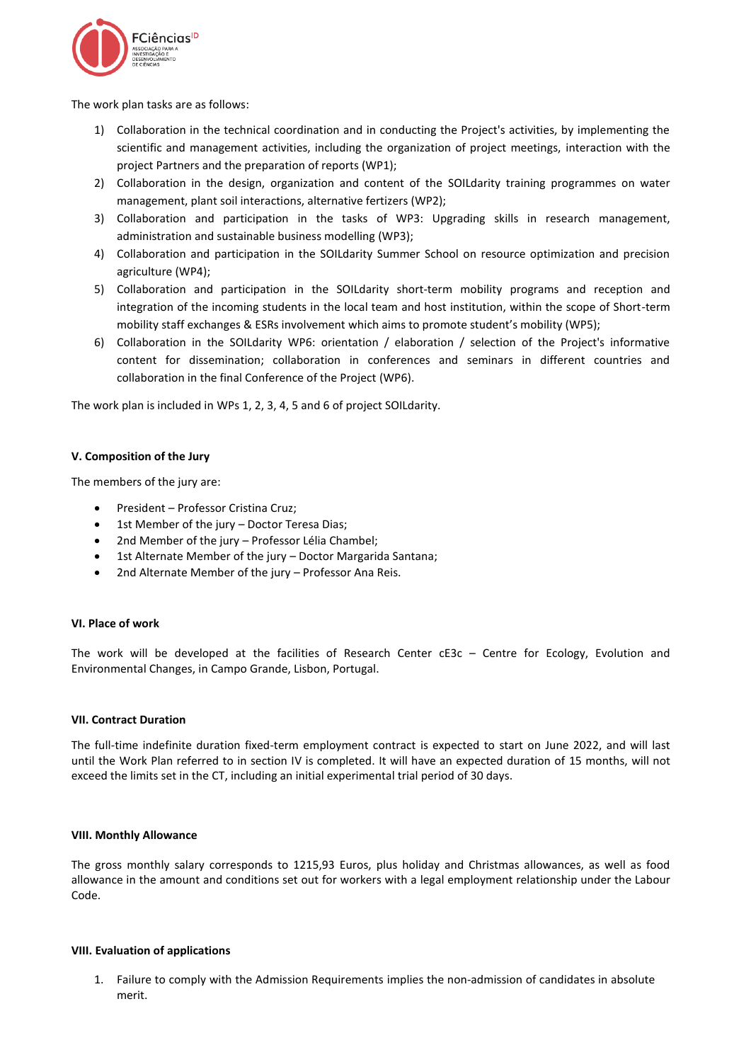The work plan tasks are as follows:

1) Collaboration in the technical coordination and in conducting the Project's activities, by implementing the scientific and management activities, including the organization of project meetings, interaction with the project Partners and the preparation of reports (WP1);
2) Collaboration in the design, organization and content of the SOILdarity training programmes on water management, plant soil interactions, alternative fertizers (WP2);
3) Collaboration and participation in the tasks of WP3: Upgrading skills in research management, administration and sustainable business modelling (WP3);
4) Collaboration and participation in the SOILdarity Summer School on resource optimization and precision agriculture (WP4);
5) Collaboration and participation in the SOILdarity short-term mobility programs and reception and integration of the incoming students in the local team and host institution, within the scope of Short-term mobility staff exchanges & ESRs involvement which aims to promote student's mobility (WP5);
6) Collaboration in the SOILdarity WP6: orientation / elaboration / selection of the Project's informative content for dissemination; collaboration in conferences and seminars in different countries and collaboration in the final Conference of the Project (WP6).

The work plan is included in WPs 1, 2, 3, 4, 5 and 6 of project SOILdarity.

### V. Composition of the Jury

The members of the jury are:

- President – Professor Cristina Cruz;
- 1st Member of the jury – Doctor Teresa Dias;
- 2nd Member of the jury – Professor Lélia Chambel;
- 1st Alternate Member of the jury – Doctor Margarida Santana;
- 2nd Alternate Member of the jury – Professor Ana Reis.

### VI. Place of work

The work will be developed at the facilities of Research Center cE3c – Centre for Ecology, Evolution and Environmental Changes, in Campo Grande, Lisbon, Portugal.

### VII. Contract Duration

The full-time indefinite duration fixed-term employment contract is expected to start on June 2022, and will last until the Work Plan referred to in section IV is completed. It will have an expected duration of 15 months, will not exceed the limits set in the CT, including an initial experimental trial period of 30 days.

### VIII. Monthly Allowance

The gross monthly salary corresponds to 1215,93 Euros, plus holiday and Christmas allowances, as well as food allowance in the amount and conditions set out for workers with a legal employment relationship under the Labour Code.

### VIII. Evaluation of applications

1. Failure to comply with the Admission Requirements implies the non-admission of candidates in absolute merit.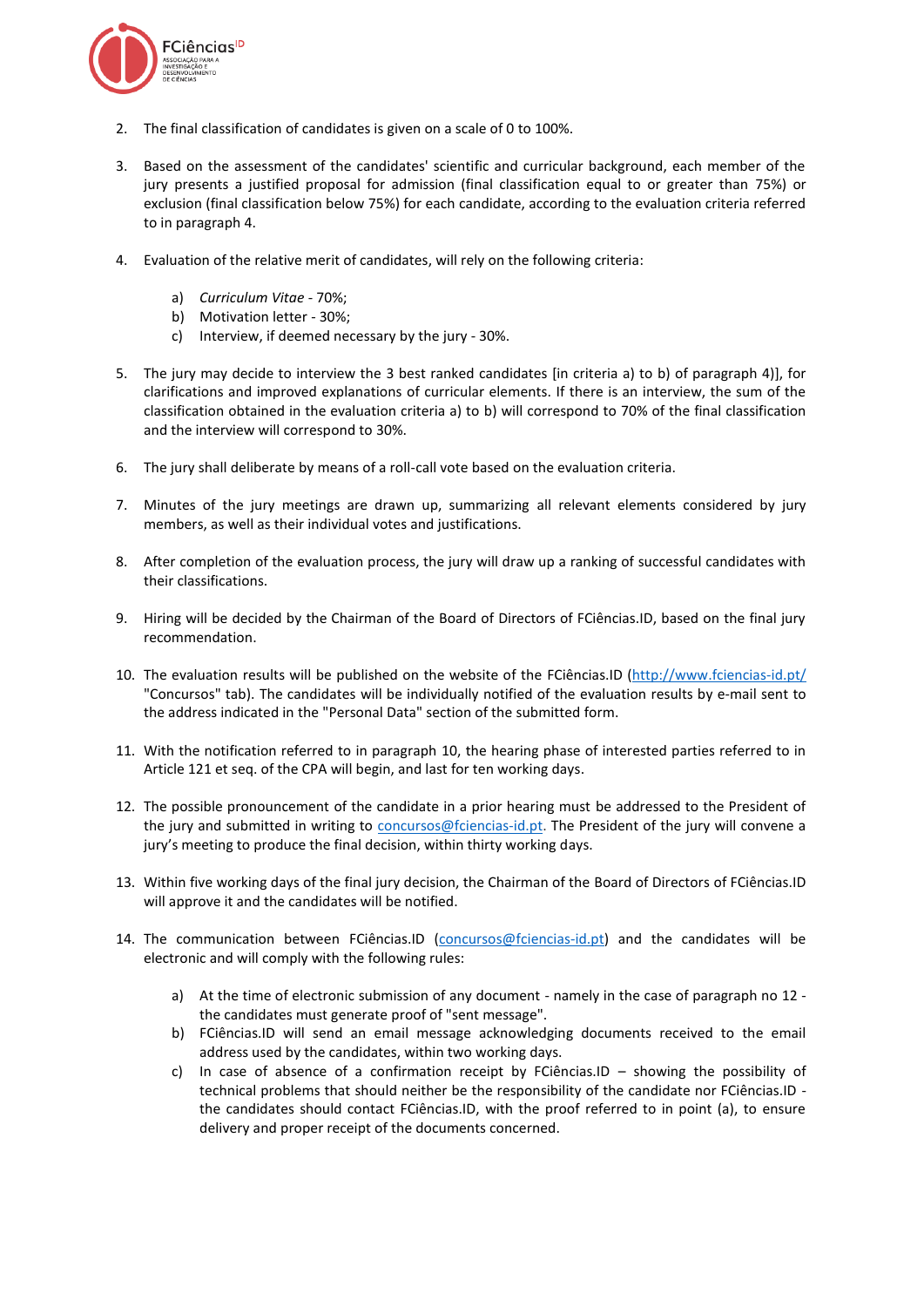2. The final classification of candidates is given on a scale of 0 to 100%.

3. Based on the assessment of the candidates' scientific and curricular background, each member of the jury presents a justified proposal for admission (final classification equal to or greater than 75%) or exclusion (final classification below 75%) for each candidate, according to the evaluation criteria referred to in paragraph 4.

4. Evaluation of the relative merit of candidates, will rely on the following criteria:

   a) *Curriculum Vitae* - 70%;
   b) Motivation letter - 30%;
   c) Interview, if deemed necessary by the jury - 30%.

5. The jury may decide to interview the 3 best ranked candidates [in criteria a) to b) of paragraph 4)], for clarifications and improved explanations of curricular elements. If there is an interview, the sum of the classification obtained in the evaluation criteria a) to b) will correspond to 70% of the final classification and the interview will correspond to 30%.

6. The jury shall deliberate by means of a roll-call vote based on the evaluation criteria.

7. Minutes of the jury meetings are drawn up, summarizing all relevant elements considered by jury members, as well as their individual votes and justifications.

8. After completion of the evaluation process, the jury will draw up a ranking of successful candidates with their classifications.

9. Hiring will be decided by the Chairman of the Board of Directors of FCiências.ID, based on the final jury recommendation.

10. The evaluation results will be published on the website of the FCiências.ID (http://www.fciencias-id.pt/ "Concursos" tab). The candidates will be individually notified of the evaluation results by e-mail sent to the address indicated in the "Personal Data" section of the submitted form.

11. With the notification referred to in paragraph 10, the hearing phase of interested parties referred to in Article 121 et seq. of the CPA will begin, and last for ten working days.

12. The possible pronouncement of the candidate in a prior hearing must be addressed to the President of the jury and submitted in writing to concursos@fciencias-id.pt. The President of the jury will convene a jury's meeting to produce the final decision, within thirty working days.

13. Within five working days of the final jury decision, the Chairman of the Board of Directors of FCiências.ID will approve it and the candidates will be notified.

14. The communication between FCiências.ID (concursos@fciencias-id.pt) and the candidates will be electronic and will comply with the following rules:

    a) At the time of electronic submission of any document - namely in the case of paragraph no 12 - the candidates must generate proof of "sent message".
    b) FCiências.ID will send an email message acknowledging documents received to the email address used by the candidates, within two working days.
    c) In case of absence of a confirmation receipt by FCiências.ID – showing the possibility of technical problems that should neither be the responsibility of the candidate nor FCiências.ID - the candidates should contact FCiências.ID, with the proof referred to in point (a), to ensure delivery and proper receipt of the documents concerned.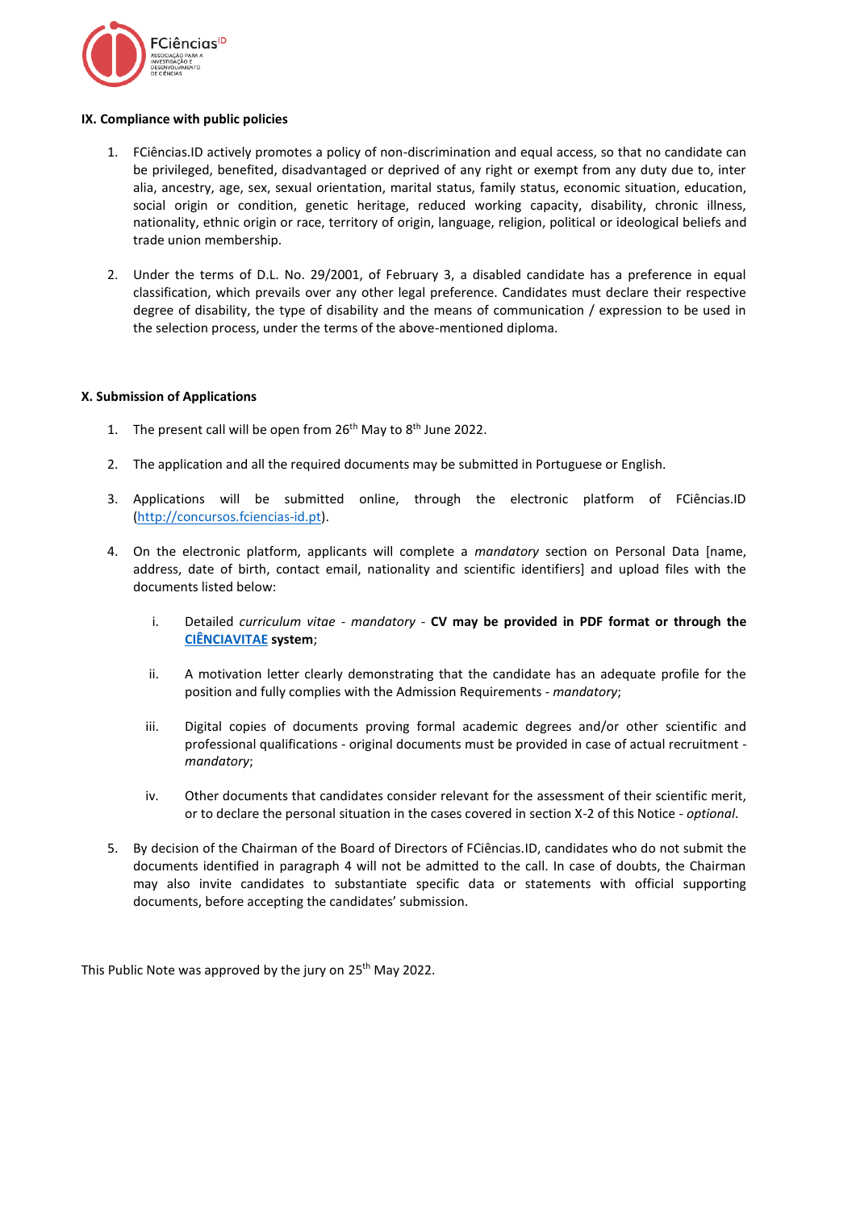**IX. Compliance with public policies**

1. FCiências.ID actively promotes a policy of non-discrimination and equal access, so that no candidate can be privileged, benefited, disadvantaged or deprived of any right or exempt from any duty due to, inter alia, ancestry, age, sex, sexual orientation, marital status, family status, economic situation, education, social origin or condition, genetic heritage, reduced working capacity, disability, chronic illness, nationality, ethnic origin or race, territory of origin, language, religion, political or ideological beliefs and trade union membership.

2. Under the terms of D.L. No. 29/2001, of February 3, a disabled candidate has a preference in equal classification, which prevails over any other legal preference. Candidates must declare their respective degree of disability, the type of disability and the means of communication / expression to be used in the selection process, under the terms of the above-mentioned diploma.

**X. Submission of Applications**

1. The present call will be open from 26th May to 8th June 2022.

2. The application and all the required documents may be submitted in Portuguese or English.

3. Applications will be submitted online, through the electronic platform of FCiências.ID ([http://concursos.fciencias-id.pt](http://concursos.fciencias-id.pt)).

4. On the electronic platform, applicants will complete a *mandatory* section on Personal Data [name, address, date of birth, contact email, nationality and scientific identifiers] and upload files with the documents listed below:

   i. Detailed *curriculum vitae* - *mandatory* - **CV may be provided in PDF format or through the CIÊNCIAVITAE system**;

   ii. A motivation letter clearly demonstrating that the candidate has an adequate profile for the position and fully complies with the Admission Requirements - *mandatory*;

   iii. Digital copies of documents proving formal academic degrees and/or other scientific and professional qualifications - original documents must be provided in case of actual recruitment - *mandatory*;

   iv. Other documents that candidates consider relevant for the assessment of their scientific merit, or to declare the personal situation in the cases covered in section X-2 of this Notice - *optional*.

5. By decision of the Chairman of the Board of Directors of FCiências.ID, candidates who do not submit the documents identified in paragraph 4 will not be admitted to the call. In case of doubts, the Chairman may also invite candidates to substantiate specific data or statements with official supporting documents, before accepting the candidates' submission.

This Public Note was approved by the jury on 25th May 2022.